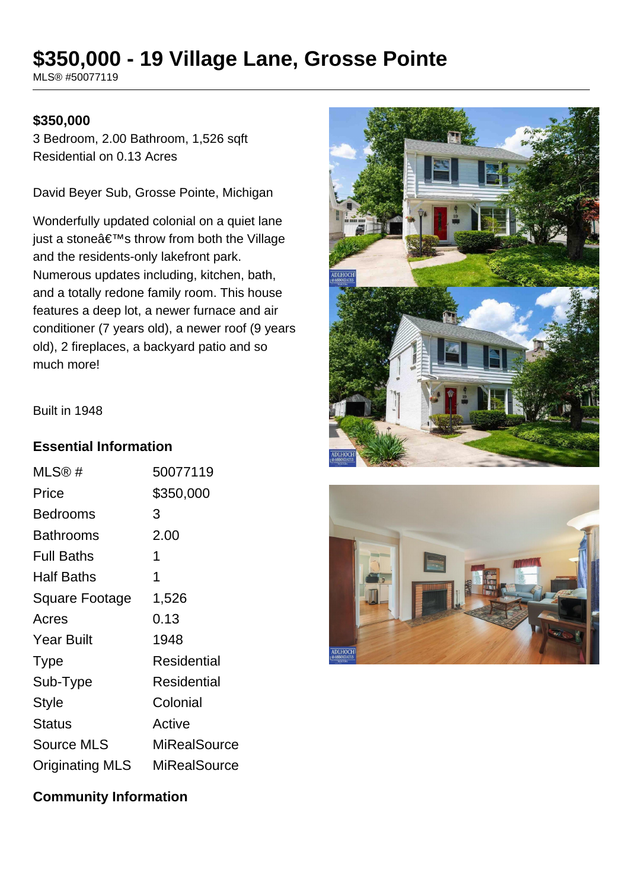# $350,000 - 19 Village Lane, Grosse Pointe

MLS® #50077119

**$350,000**

3 Bedroom, 2.00 Bathroom, 1,526 sqft
Residential on 0.13 Acres

David Beyer Sub, Grosse Pointe, Michigan

Wonderfully updated colonial on a quiet lane just a stoneâ€™s throw from both the Village and the residents-only lakefront park. Numerous updates including, kitchen, bath, and a totally redone family room. This house features a deep lot, a newer furnace and air conditioner (7 years old), a newer roof (9 years old), 2 fireplaces, a backyard patio and so much more!

Built in 1948

## Essential Information

| | |
|---|---|
| MLS® # | 50077119 |
| Price | $350,000 |
| Bedrooms | 3 |
| Bathrooms | 2.00 |
| Full Baths | 1 |
| Half Baths | 1 |
| Square Footage | 1,526 |
| Acres | 0.13 |
| Year Built | 1948 |
| Type | Residential |
| Sub-Type | Residential |
| Style | Colonial |
| Status | Active |
| Source MLS | MiRealSource |
| Originating MLS | MiRealSource |

## Community Information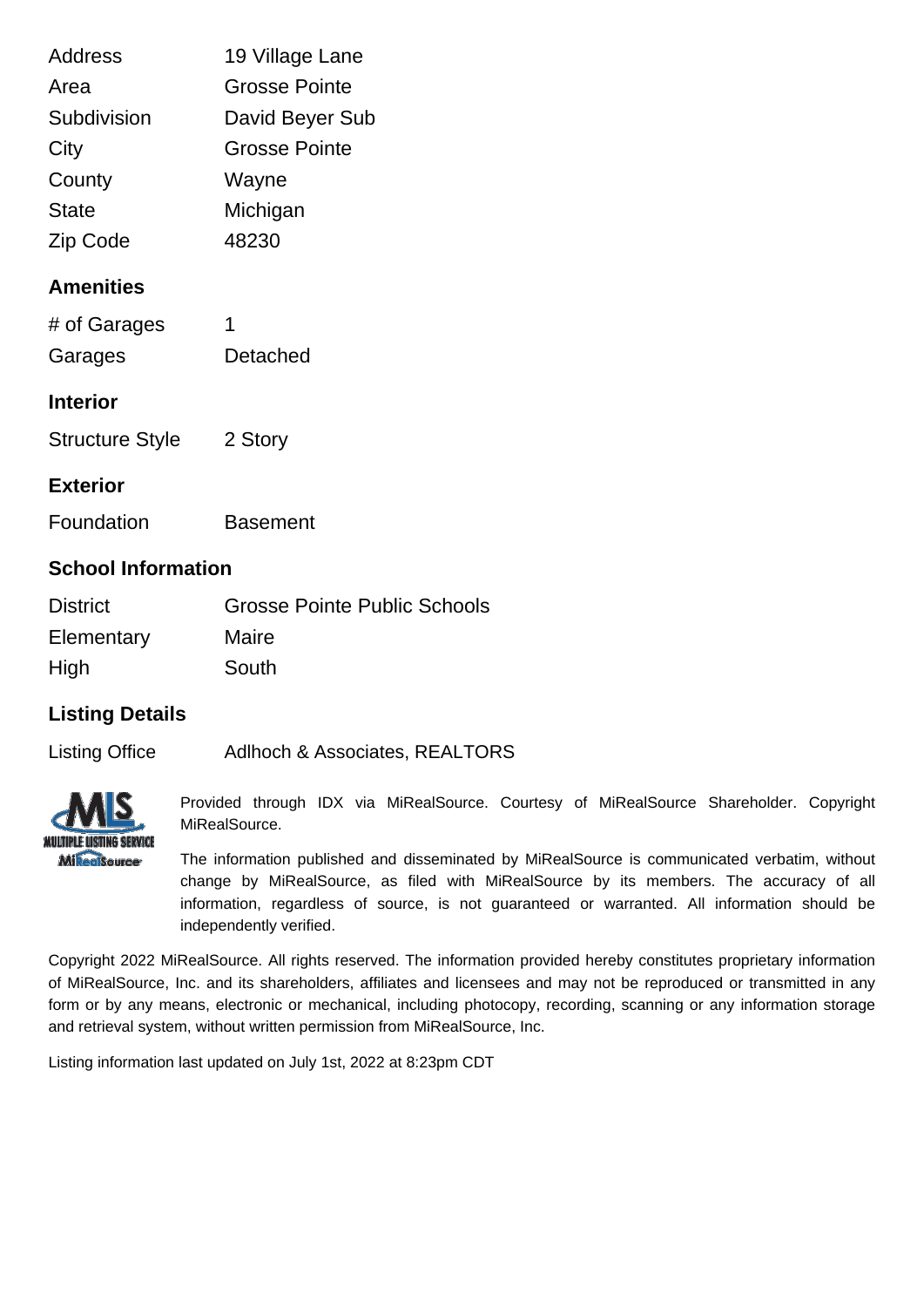| | |
|---|---|
| Address | 19 Village Lane |
| Area | Grosse Pointe |
| Subdivision | David Beyer Sub |
| City | Grosse Pointe |
| County | Wayne |
| State | Michigan |
| Zip Code | 48230 |

### Amenities

| | |
|---|---|
| # of Garages | 1 |
| Garages | Detached |

### Interior

| | |
|---|---|
| Structure Style | 2 Story |

### Exterior

| | |
|---|---|
| Foundation | Basement |

### School Information

| | |
|---|---|
| District | Grosse Pointe Public Schools |
| Elementary | Maire |
| High | South |

### Listing Details

| | |
|---|---|
| Listing Office | Adlhoch & Associates, REALTORS |

Provided through IDX via MiRealSource. Courtesy of MiRealSource Shareholder. Copyright MiRealSource.

The information published and disseminated by MiRealSource is communicated verbatim, without change by MiRealSource, as filed with MiRealSource by its members. The accuracy of all information, regardless of source, is not guaranteed or warranted. All information should be independently verified.

Copyright 2022 MiRealSource. All rights reserved. The information provided hereby constitutes proprietary information of MiRealSource, Inc. and its shareholders, affiliates and licensees and may not be reproduced or transmitted in any form or by any means, electronic or mechanical, including photocopy, recording, scanning or any information storage and retrieval system, without written permission from MiRealSource, Inc.

Listing information last updated on July 1st, 2022 at 8:23pm CDT